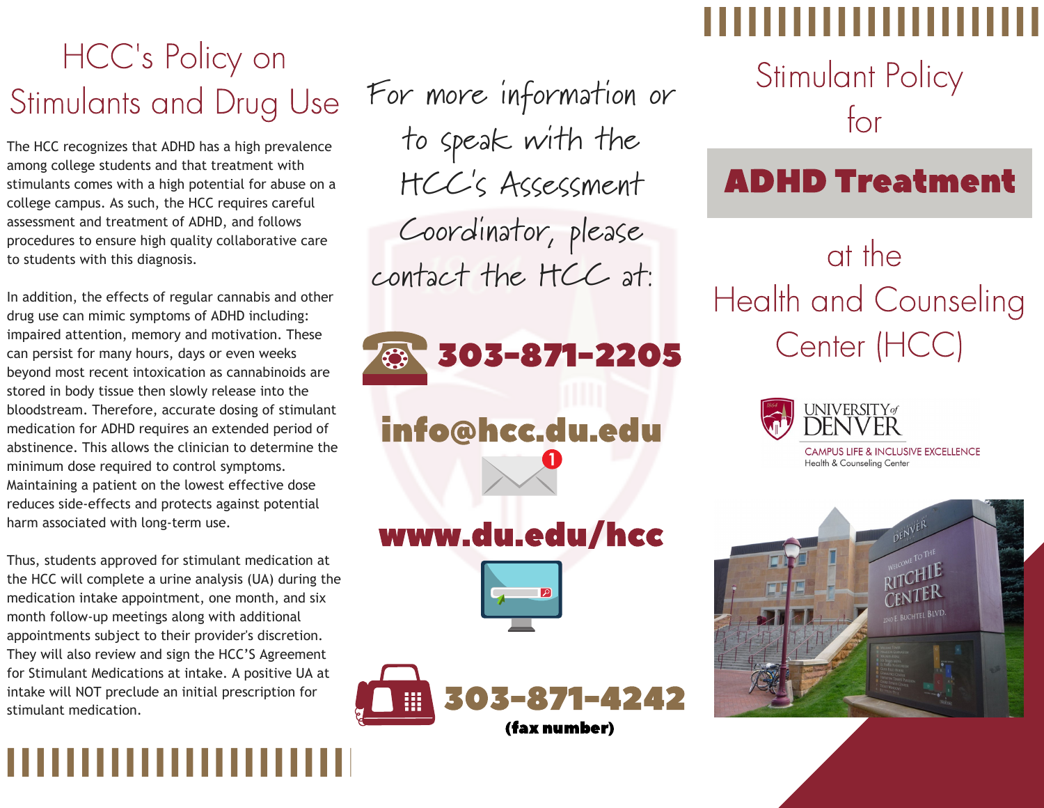# HCC's Policy on Stimulants and Drug Use

The HCC recognizes that ADHD has a high prevalence among college students and that treatment with stimulants comes with a high potential for abuse on a college campus. As such, the HCC requires careful assessment and treatment of ADHD, and follows procedures to ensure high quality collaborative care to students with this diagnosis.

In addition, the effects of regular cannabis and other drug use can mimic symptoms of ADHD including: impaired attention, memory and motivation. These can persist for many hours, days or even weeks beyond most recent intoxication as cannabinoids are stored in body tissue then slowly release into the bloodstream. Therefore, accurate dosing of stimulant medication for ADHD requires an extended period of abstinence. This allows the clinician to determine the minimum dose required to control symptoms. Maintaining a patient on the lowest effective dose reduces side-effects and protects against potential harm associated with long-term use.

Thus, students approved for stimulant medication at the HCC will complete a urine analysis (UA) during the medication intake appointment, one month, and six month follow-up meetings along with additional appointments subject to their provider's discretion. They will also review and sign the HCC'S Agreement for Stimulant Medications at intake. A positive UA at intake will NOT preclude an initial prescription for stimulant medication.

For more information or to speak with the HCC's Assessment Coordinator, please contact the HCC at:

**303-871-2205**

**info@hcc.du.edu**

**www.du.edu/hcc**

**303-871-4242**
**(fax number)**

# Stimulant Policy for

## ADHD Treatment

## at the Health and Counseling Center (HCC)

UNIVERSITY *of* DENVER
CAMPUS LIFE & INCLUSIVE EXCELLENCE
Health & Counseling Center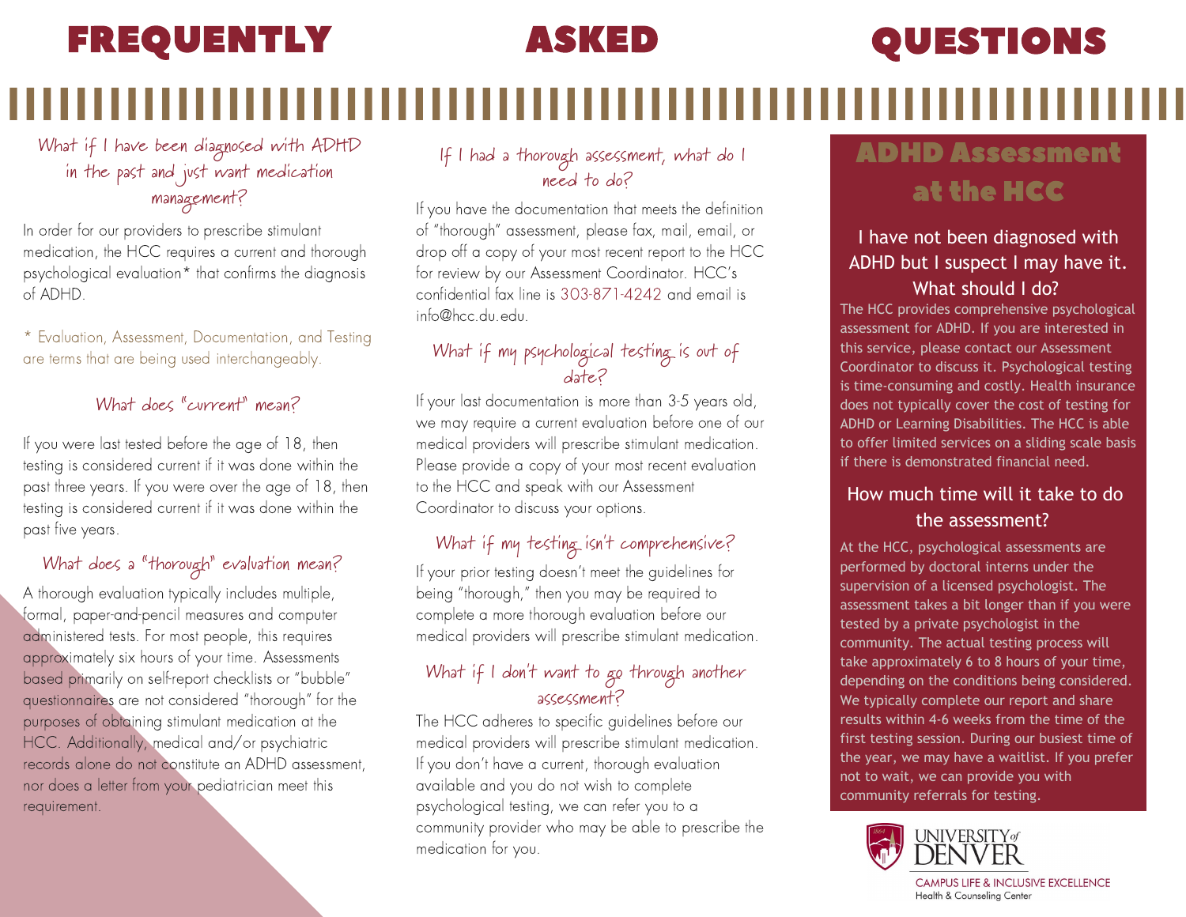# FREQUENTLY ASKED QUESTIONS

### What if I have been diagnosed with ADHD in the past and just want medication management?

In order for our providers to prescribe stimulant medication, the HCC requires a current and thorough psychological evaluation* that confirms the diagnosis of ADHD.

* Evaluation, Assessment, Documentation, and Testing are terms that are being used interchangeably.

### What does "current" mean?

If you were last tested before the age of 18, then testing is considered current if it was done within the past three years. If you were over the age of 18, then testing is considered current if it was done within the past five years.

### What does a "thorough" evalution mean?

A thorough evaluation typically includes multiple, formal, paper-and-pencil measures and computer administered tests. For most people, this requires approximately six hours of your time. Assessments based primarily on self-report checklists or "bubble" questionnaires are not considered "thorough" for the purposes of obtaining stimulant medication at the HCC. Additionally, medical and/or psychiatric records alone do not constitute an ADHD assessment, nor does a letter from your pediatrician meet this requirement.

### If I had a thorough assessment, what do I need to do?

If you have the documentation that meets the definition of "thorough" assessment, please fax, mail, email, or drop off a copy of your most recent report to the HCC for review by our Assessment Coordinator. HCC's confidential fax line is 303-871-4242 and email is info@hcc.du.edu.

### What if my psychological testing is out of date?

If your last documentation is more than 3-5 years old, we may require a current evaluation before one of our medical providers will prescribe stimulant medication. Please provide a copy of your most recent evaluation to the HCC and speak with our Assessment Coordinator to discuss your options.

### What if my testing isn't comprehensive?

If your prior testing doesn't meet the guidelines for being "thorough," then you may be required to complete a more thorough evaluation before our medical providers will prescribe stimulant medication.

### What if I don't want to go through another assessment?

The HCC adheres to specific guidelines before our medical providers will prescribe stimulant medication. If you don't have a current, thorough evaluation available and you do not wish to complete psychological testing, we can refer you to a community provider who may be able to prescribe the medication for you.

## ADHD Assessment at the HCC

### I have not been diagnosed with ADHD but I suspect I may have it. What should I do?

The HCC provides comprehensive psychological assessment for ADHD. If you are interested in this service, please contact our Assessment Coordinator to discuss it. Psychological testing is time-consuming and costly. Health insurance does not typically cover the cost of testing for ADHD or Learning Disabilities. The HCC is able to offer limited services on a sliding scale basis if there is demonstrated financial need.

### How much time will it take to do the assessment?

At the HCC, psychological assessments are performed by doctoral interns under the supervision of a licensed psychologist. The assessment takes a bit longer than if you were tested by a private psychologist in the community. The actual testing process will take approximately 6 to 8 hours of your time, depending on the conditions being considered. We typically complete our report and share results within 4-6 weeks from the time of the first testing session. During our busiest time of the year, we may have a waitlist. If you prefer not to wait, we can provide you with community referrals for testing.

UNIVERSITY of DENVER

CAMPUS LIFE & INCLUSIVE EXCELLENCE

Health & Counseling Center